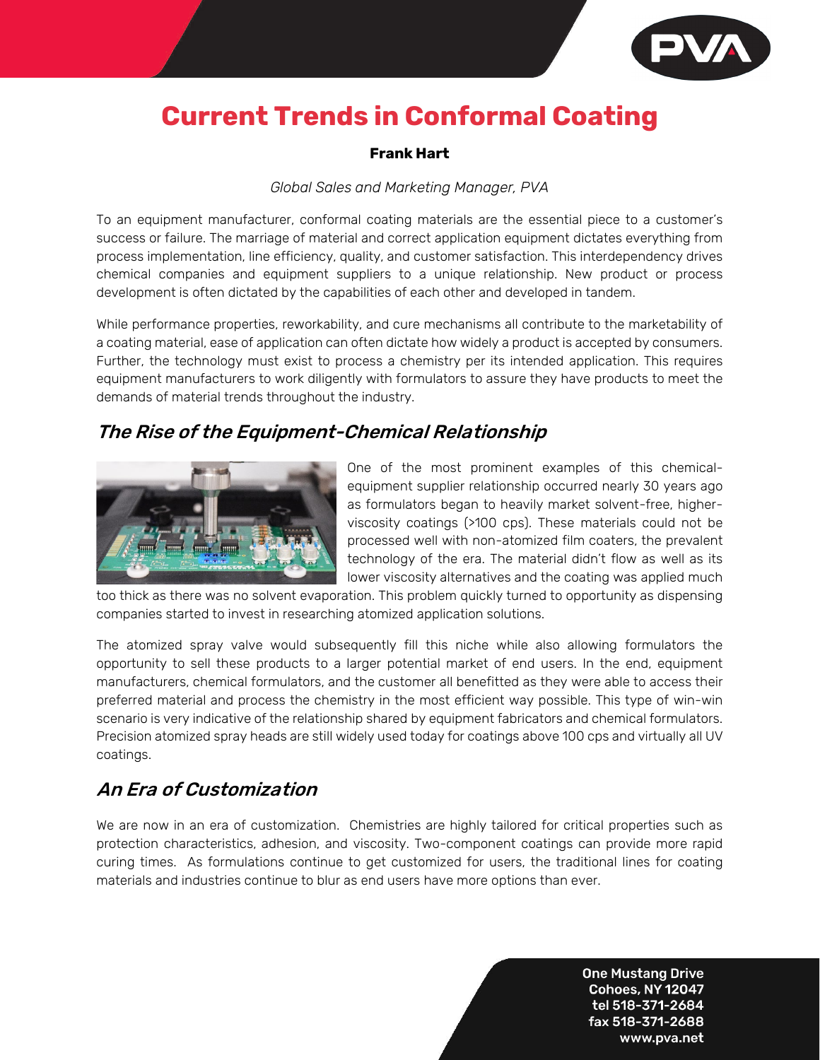# Current Trends in Conformal Coating

**Frank Hart**

*Global Sales and Marketing Manager, PVA*

To an equipment manufacturer, conformal coating materials are the essential piece to a customer's success or failure. The marriage of material and correct application equipment dictates everything from process implementation, line efficiency, quality, and customer satisfaction. This interdependency drives chemical companies and equipment suppliers to a unique relationship. New product or process development is often dictated by the capabilities of each other and developed in tandem.

While performance properties, reworkability, and cure mechanisms all contribute to the marketability of a coating material, ease of application can often dictate how widely a product is accepted by consumers. Further, the technology must exist to process a chemistry per its intended application. This requires equipment manufacturers to work diligently with formulators to assure they have products to meet the demands of material trends throughout the industry.

## The Rise of the Equipment-Chemical Relationship

One of the most prominent examples of this chemical-equipment supplier relationship occurred nearly 30 years ago as formulators began to heavily market solvent-free, higher-viscosity coatings (>100 cps). These materials could not be processed well with non-atomized film coaters, the prevalent technology of the era. The material didn't flow as well as its lower viscosity alternatives and the coating was applied much too thick as there was no solvent evaporation. This problem quickly turned to opportunity as dispensing companies started to invest in researching atomized application solutions.

The atomized spray valve would subsequently fill this niche while also allowing formulators the opportunity to sell these products to a larger potential market of end users. In the end, equipment manufacturers, chemical formulators, and the customer all benefitted as they were able to access their preferred material and process the chemistry in the most efficient way possible. This type of win-win scenario is very indicative of the relationship shared by equipment fabricators and chemical formulators. Precision atomized spray heads are still widely used today for coatings above 100 cps and virtually all UV coatings.

## An Era of Customization

We are now in an era of customization. Chemistries are highly tailored for critical properties such as protection characteristics, adhesion, and viscosity. Two-component coatings can provide more rapid curing times. As formulations continue to get customized for users, the traditional lines for coating materials and industries continue to blur as end users have more options than ever.

One Mustang Drive
Cohoes, NY 12047
tel 518-371-2684
fax 518-371-2688
www.pva.net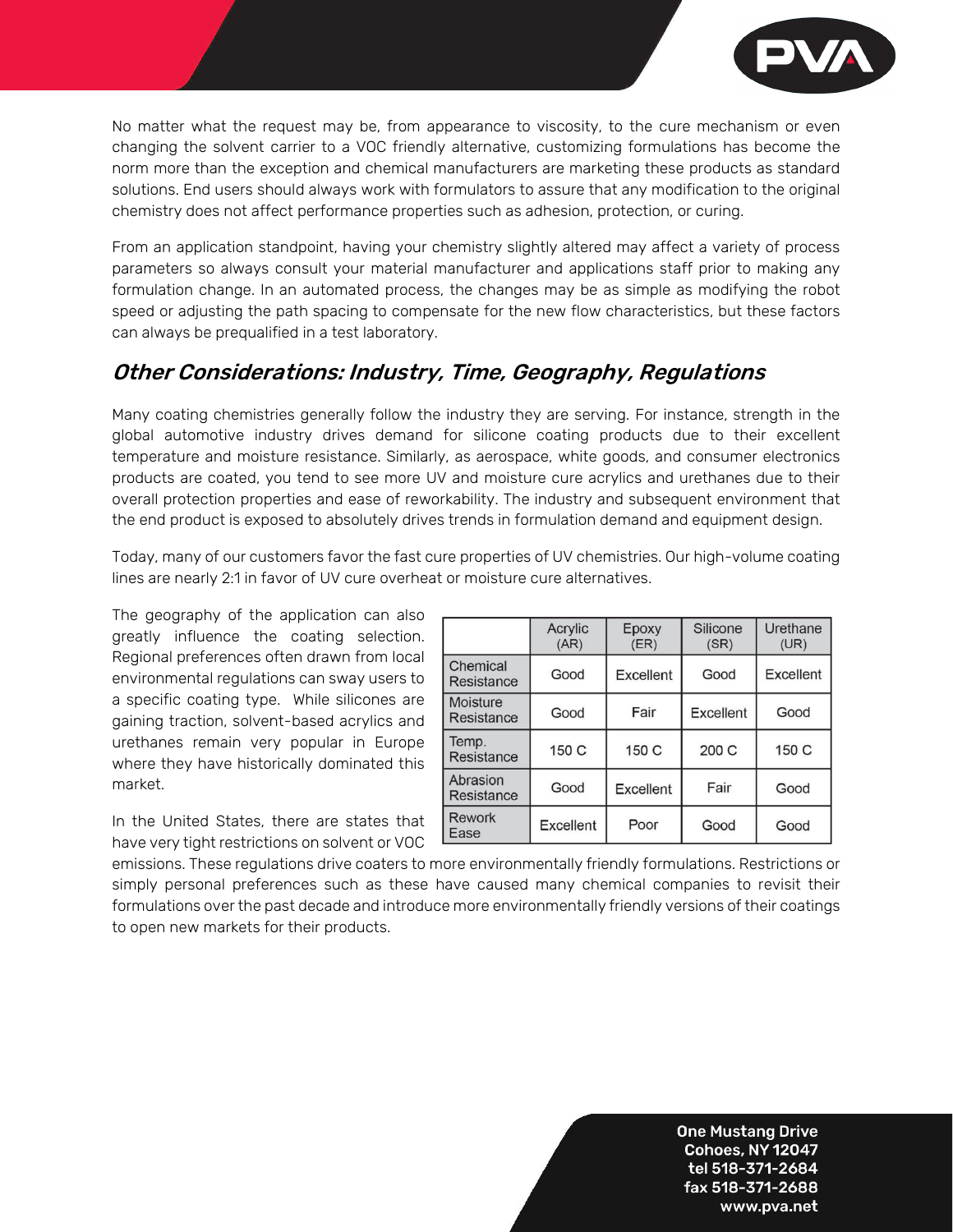No matter what the request may be, from appearance to viscosity, to the cure mechanism or even changing the solvent carrier to a VOC friendly alternative, customizing formulations has become the norm more than the exception and chemical manufacturers are marketing these products as standard solutions. End users should always work with formulators to assure that any modification to the original chemistry does not affect performance properties such as adhesion, protection, or curing.

From an application standpoint, having your chemistry slightly altered may affect a variety of process parameters so always consult your material manufacturer and applications staff prior to making any formulation change. In an automated process, the changes may be as simple as modifying the robot speed or adjusting the path spacing to compensate for the new flow characteristics, but these factors can always be prequalified in a test laboratory.

## *Other Considerations: Industry, Time, Geography, Regulations*

Many coating chemistries generally follow the industry they are serving. For instance, strength in the global automotive industry drives demand for silicone coating products due to their excellent temperature and moisture resistance. Similarly, as aerospace, white goods, and consumer electronics products are coated, you tend to see more UV and moisture cure acrylics and urethanes due to their overall protection properties and ease of reworkability. The industry and subsequent environment that the end product is exposed to absolutely drives trends in formulation demand and equipment design.

Today, many of our customers favor the fast cure properties of UV chemistries. Our high-volume coating lines are nearly 2:1 in favor of UV cure overheat or moisture cure alternatives.

The geography of the application can also greatly influence the coating selection. Regional preferences often drawn from local environmental regulations can sway users to a specific coating type. While silicones are gaining traction, solvent-based acrylics and urethanes remain very popular in Europe where they have historically dominated this market.

| | Acrylic (AR) | Epoxy (ER) | Silicone (SR) | Urethane (UR) |
|---|---|---|---|---|
| Chemical Resistance | Good | Excellent | Good | Excellent |
| Moisture Resistance | Good | Fair | Excellent | Good |
| Temp. Resistance | 150 C | 150 C | 200 C | 150 C |
| Abrasion Resistance | Good | Excellent | Fair | Good |
| Rework Ease | Excellent | Poor | Good | Good |

In the United States, there are states that have very tight restrictions on solvent or VOC emissions. These regulations drive coaters to more environmentally friendly formulations. Restrictions or simply personal preferences such as these have caused many chemical companies to revisit their formulations over the past decade and introduce more environmentally friendly versions of their coatings to open new markets for their products.